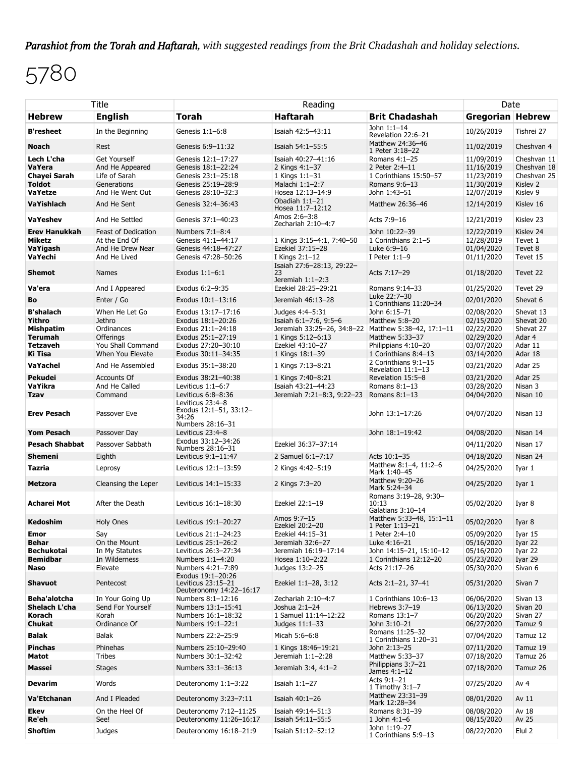***Parashiot from the Torah and Haftarah****, with suggested readings from the Brit Chadashah and holiday selections.*

# 5780

| Title | | Reading | | | Date | |
|---|---|---|---|---|---|---|
| **Hebrew** | **English** | **Torah** | **Haftarah** | **Brit Chadashah** | **Gregorian** | **Hebrew** |
| **B'resheet** | In the Beginning | Genesis 1:1–6:8 | Isaiah 42:5–43:11 | John 1:1–14<br>Revelation 22:6–21 | 10/26/2019 | Tishrei 27 |
| **Noach** | Rest | Genesis 6:9–11:32 | Isaiah 54:1–55:5 | Matthew 24:36–46<br>1 Peter 3:18–22 | 11/02/2019 | Cheshvan 4 |
| **Lech L'cha** | Get Yourself | Genesis 12:1–17:27 | Isaiah 40:27–41:16 | Romans 4:1–25 | 11/09/2019 | Cheshvan 11 |
| **VaYera** | And He Appeared | Genesis 18:1–22:24 | 2 Kings 4:1–37 | 2 Peter 2:4–11 | 11/16/2019 | Cheshvan 18 |
| **Chayei Sarah** | Life of Sarah | Genesis 23:1–25:18 | 1 Kings 1:1–31 | 1 Corinthians 15:50–57 | 11/23/2019 | Cheshvan 25 |
| **Toldot** | Generations | Genesis 25:19–28:9 | Malachi 1:1–2:7 | Romans 9:6–13 | 11/30/2019 | Kislev 2 |
| **VaYetze** | And He Went Out | Genesis 28:10–32:3 | Hosea 12:13–14:9 | John 1:43–51 | 12/07/2019 | Kislev 9 |
| **VaYishlach** | And He Sent | Genesis 32:4–36:43 | Obadiah 1:1–21<br>Hosea 11:7–12:12 | Matthew 26:36–46 | 12/14/2019 | Kislev 16 |
| **VaYeshev** | And He Settled | Genesis 37:1–40:23 | Amos 2:6–3:8<br>Zechariah 2:10–4:7 | Acts 7:9–16 | 12/21/2019 | Kislev 23 |
| **Erev Hanukkah** | Feast of Dedication | Numbers 7:1–8:4 | | John 10:22–39 | 12/22/2019 | Kislev 24 |
| **Miketz** | At the End Of | Genesis 41:1–44:17 | 1 Kings 3:15–4:1, 7:40–50 | 1 Corinthians 2:1–5 | 12/28/2019 | Tevet 1 |
| **VaYigash** | And He Drew Near | Genesis 44:18–47:27 | Ezekiel 37:15–28 | Luke 6:9–16 | 01/04/2020 | Tevet 8 |
| **VaYechi** | And He Lived | Genesis 47:28–50:26 | I Kings 2:1–12 | I Peter 1:1–9 | 01/11/2020 | Tevet 15 |
| **Shemot** | Names | Exodus 1:1–6:1 | Isaiah 27:6–28:13, 29:22–23<br>Jeremiah 1:1–2:3 | Acts 7:17–29 | 01/18/2020 | Tevet 22 |
| **Va'era** | And I Appeared | Exodus 6:2–9:35 | Ezekiel 28:25–29:21 | Romans 9:14–33 | 01/25/2020 | Tevet 29 |
| **Bo** | Enter / Go | Exodus 10:1–13:16 | Jeremiah 46:13–28 | Luke 22:7–30<br>1 Corinthians 11:20–34 | 02/01/2020 | Shevat 6 |
| **B'shalach** | When He Let Go | Exodus 13:17–17:16 | Judges 4:4–5:31 | John 6:15–71 | 02/08/2020 | Shevat 13 |
| **Yithro** | Jethro | Exodus 18:1–20:26 | Isaiah 6:1–7:6, 9:5–6 | Matthew 5:8–20 | 02/15/2020 | Shevat 20 |
| **Mishpatim** | Ordinances | Exodus 21:1–24:18 | Jeremiah 33:25–26, 34:8–22 | Matthew 5:38–42, 17:1–11 | 02/22/2020 | Shevat 27 |
| **Terumah** | Offerings | Exodus 25:1–27:19 | 1 Kings 5:12–6:13 | Matthew 5:33–37 | 02/29/2020 | Adar 4 |
| **Tetzaveh** | You Shall Command | Exodus 27:20–30:10 | Ezekiel 43:10–27 | Philippians 4:10–20 | 03/07/2020 | Adar 11 |
| **Ki Tisa** | When You Elevate | Exodus 30:11–34:35 | 1 Kings 18:1–39 | 1 Corinthians 8:4–13 | 03/14/2020 | Adar 18 |
| **VaYachel** | And He Assembled | Exodus 35:1–38:20 | 1 Kings 7:13–8:21 | 2 Corinthians 9:1–15<br>Revelation 11:1–13 | 03/21/2020 | Adar 25 |
| **Pekudei** | Accounts Of | Exodus 38:21–40:38 | 1 Kings 7:40–8:21 | Revelation 15:5–8 | 03/21/2020 | Adar 25 |
| **VaYikra** | And He Called | Leviticus 1:1–6:7 | Isaiah 43:21–44:23 | Romans 8:1–13 | 03/28/2020 | Nisan 3 |
| **Tzav** | Command | Leviticus 6:8–8:36 | Jeremiah 7:21–8:3, 9:22–23 | Romans 8:1–13 | 04/04/2020 | Nisan 10 |
| **Erev Pesach** | Passover Eve | Leviticus 23:4–8<br>Exodus 12:1–51, 33:12–34:26<br>Numbers 28:16–31 | | John 13:1–17:26 | 04/07/2020 | Nisan 13 |
| **Yom Pesach** | Passover Day | Leviticus 23:4–8 | | John 18:1–19:42 | 04/08/2020 | Nisan 14 |
| **Pesach Shabbat** | Passover Sabbath | Exodus 33:12–34:26<br>Numbers 28:16–31 | Ezekiel 36:37–37:14 | | 04/11/2020 | Nisan 17 |
| **Shemeni** | Eighth | Leviticus 9:1–11:47 | 2 Samuel 6:1–7:17 | Acts 10:1–35 | 04/18/2020 | Nisan 24 |
| **Tazria** | Leprosy | Leviticus 12:1–13:59 | 2 Kings 4:42–5:19 | Matthew 8:1–4, 11:2–6<br>Mark 1:40–45 | 04/25/2020 | Iyar 1 |
| **Metzora** | Cleansing the Leper | Leviticus 14:1–15:33 | 2 Kings 7:3–20 | Matthew 9:20–26<br>Mark 5:24–34 | 04/25/2020 | Iyar 1 |
| **Acharei Mot** | After the Death | Leviticus 16:1–18:30 | Ezekiel 22:1–19 | Romans 3:19–28, 9:30–10:13<br>Galatians 3:10–14 | 05/02/2020 | Iyar 8 |
| **Kedoshim** | Holy Ones | Leviticus 19:1–20:27 | Amos 9:7–15<br>Ezekiel 20:2–20 | Matthew 5:33–48, 15:1–11<br>1 Peter 1:13–21 | 05/02/2020 | Iyar 8 |
| **Emor** | Say | Leviticus 21:1–24:23 | Ezekiel 44:15–31 | 1 Peter 2:4–10 | 05/09/2020 | Iyar 15 |
| **Behar** | On the Mount | Leviticus 25:1–26:2 | Jeremiah 32:6–27 | Luke 4:16–21 | 05/16/2020 | Iyar 22 |
| **Bechukotai** | In My Statutes | Leviticus 26:3–27:34 | Jeremiah 16:19–17:14 | John 14:15–21, 15:10–12 | 05/16/2020 | Iyar 22 |
| **Bemidbar** | In Wilderness | Numbers 1:1–4:20 | Hosea 1:10–2:22 | 1 Corinthians 12:12–20 | 05/23/2020 | Iyar 29 |
| **Naso** | Elevate | Numbers 4:21–7:89 | Judges 13:2–25 | Acts 21:17–26 | 05/30/2020 | Sivan 6 |
| **Shavuot** | Pentecost | Exodus 19:1–20:26<br>Leviticus 23:15–21<br>Deuteronomy 14:22–16:17 | Ezekiel 1:1–28, 3:12 | Acts 2:1–21, 37–41 | 05/31/2020 | Sivan 7 |
| **Beha'alotcha** | In Your Going Up | Numbers 8:1–12:16 | Zechariah 2:10–4:7 | 1 Corinthians 10:6–13 | 06/06/2020 | Sivan 13 |
| **Shelach L'cha** | Send For Yourself | Numbers 13:1–15:41 | Joshua 2:1–24 | Hebrews 3:7–19 | 06/13/2020 | Sivan 20 |
| **Korach** | Korah | Numbers 16:1–18:32 | 1 Samuel 11:14–12:22 | Romans 13:1–7 | 06/20/2020 | Sivan 27 |
| **Chukat** | Ordinance Of | Numbers 19:1–22:1 | Judges 11:1–33 | John 3:10–21 | 06/27/2020 | Tamuz 9 |
| **Balak** | Balak | Numbers 22:2–25:9 | Micah 5:6–6:8 | Romans 11:25–32<br>1 Corinthians 1:20–31 | 07/04/2020 | Tamuz 12 |
| **Pinchas** | Phinehas | Numbers 25:10–29:40 | 1 Kings 18:46–19:21 | John 2:13–25 | 07/11/2020 | Tamuz 19 |
| **Matot** | Tribes | Numbers 30:1–32:42 | Jeremiah 1:1–2:28 | Matthew 5:33–37 | 07/18/2020 | Tamuz 26 |
| **Massei** | Stages | Numbers 33:1–36:13 | Jeremiah 3:4, 4:1–2 | Philippians 3:7–21<br>James 4:1–12 | 07/18/2020 | Tamuz 26 |
| **Devarim** | Words | Deuteronomy 1:1–3:22 | Isaiah 1:1–27 | Acts 9:1–21<br>1 Timothy 3:1–7 | 07/25/2020 | Av 4 |
| **Va'Etchanan** | And I Pleaded | Deuteronomy 3:23–7:11 | Isaiah 40:1–26 | Matthew 23:31–39<br>Mark 12:28–34 | 08/01/2020 | Av 11 |
| **Ekev** | On the Heel Of | Deuteronomy 7:12–11:25 | Isaiah 49:14–51:3 | Romans 8:31–39 | 08/08/2020 | Av 18 |
| **Re'eh** | See! | Deuteronomy 11:26–16:17 | Isaiah 54:11–55:5 | 1 John 4:1–6 | 08/15/2020 | Av 25 |
| **Shoftim** | Judges | Deuteronomy 16:18–21:9 | Isaiah 51:12–52:12 | John 1:19–27<br>1 Corinthians 5:9–13 | 08/22/2020 | Elul 2 |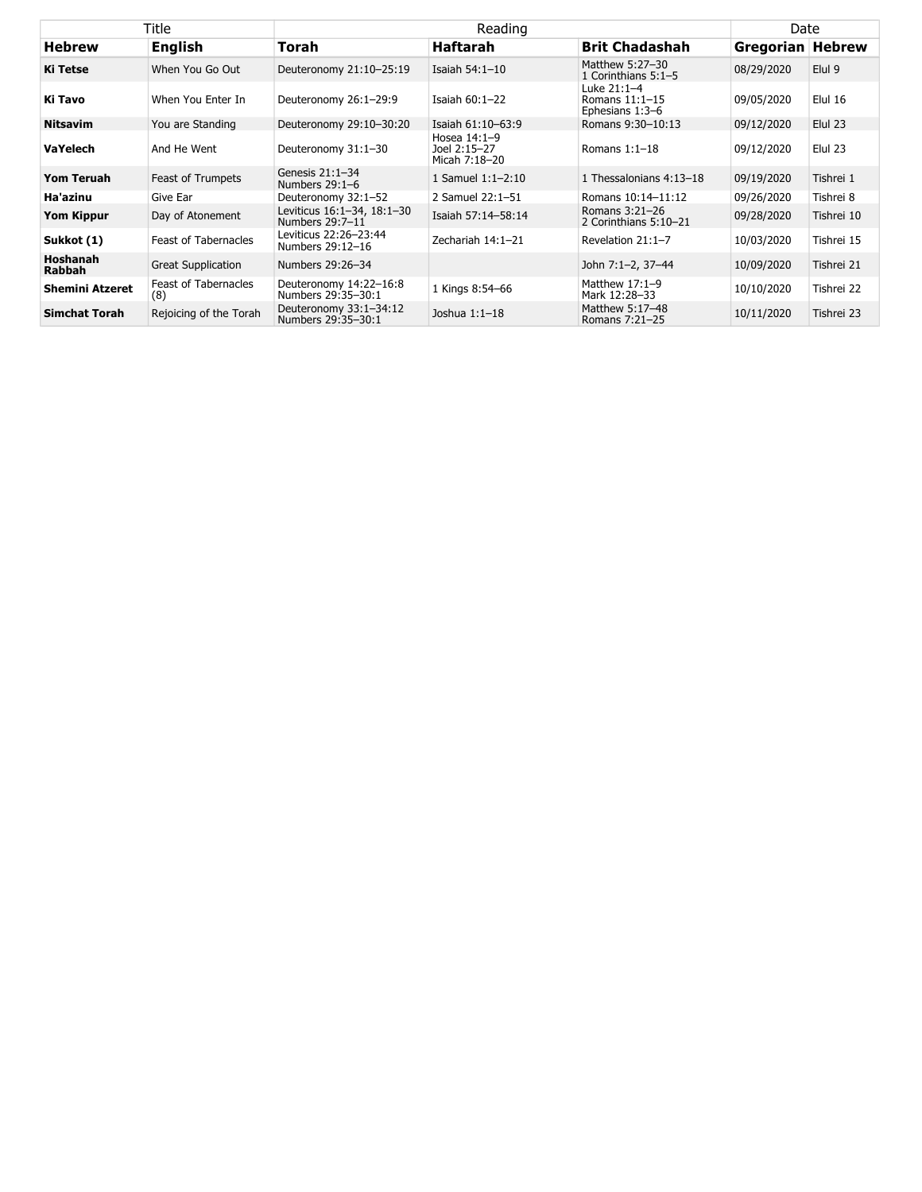| Title | | Reading | | | Date | |
|---|---|---|---|---|---|---|
| **Hebrew** | **English** | **Torah** | **Haftarah** | **Brit Chadashah** | **Gregorian** | **Hebrew** |
| **Ki Tetse** | When You Go Out | Deuteronomy 21:10–25:19 | Isaiah 54:1–10 | Matthew 5:27–30<br>1 Corinthians 5:1–5 | 08/29/2020 | Elul 9 |
| **Ki Tavo** | When You Enter In | Deuteronomy 26:1–29:9 | Isaiah 60:1–22 | Luke 21:1–4<br>Romans 11:1–15<br>Ephesians 1:3–6 | 09/05/2020 | Elul 16 |
| **Nitsavim** | You are Standing | Deuteronomy 29:10–30:20 | Isaiah 61:10–63:9 | Romans 9:30–10:13 | 09/12/2020 | Elul 23 |
| **VaYelech** | And He Went | Deuteronomy 31:1–30 | Hosea 14:1–9<br>Joel 2:15–27<br>Micah 7:18–20 | Romans 1:1–18 | 09/12/2020 | Elul 23 |
| **Yom Teruah** | Feast of Trumpets | Genesis 21:1–34<br>Numbers 29:1–6 | 1 Samuel 1:1–2:10 | 1 Thessalonians 4:13–18 | 09/19/2020 | Tishrei 1 |
| **Ha'azinu** | Give Ear | Deuteronomy 32:1–52 | 2 Samuel 22:1–51 | Romans 10:14–11:12 | 09/26/2020 | Tishrei 8 |
| **Yom Kippur** | Day of Atonement | Leviticus 16:1–34, 18:1–30<br>Numbers 29:7–11 | Isaiah 57:14–58:14 | Romans 3:21–26<br>2 Corinthians 5:10–21 | 09/28/2020 | Tishrei 10 |
| **Sukkot (1)** | Feast of Tabernacles | Leviticus 22:26–23:44<br>Numbers 29:12–16 | Zechariah 14:1–21 | Revelation 21:1–7 | 10/03/2020 | Tishrei 15 |
| **Hoshanah Rabbah** | Great Supplication | Numbers 29:26–34 | | John 7:1–2, 37–44 | 10/09/2020 | Tishrei 21 |
| **Shemini Atzeret** | Feast of Tabernacles (8) | Deuteronomy 14:22–16:8<br>Numbers 29:35–30:1 | 1 Kings 8:54–66 | Matthew 17:1–9<br>Mark 12:28–33 | 10/10/2020 | Tishrei 22 |
| **Simchat Torah** | Rejoicing of the Torah | Deuteronomy 33:1–34:12<br>Numbers 29:35–30:1 | Joshua 1:1–18 | Matthew 5:17–48<br>Romans 7:21–25 | 10/11/2020 | Tishrei 23 |